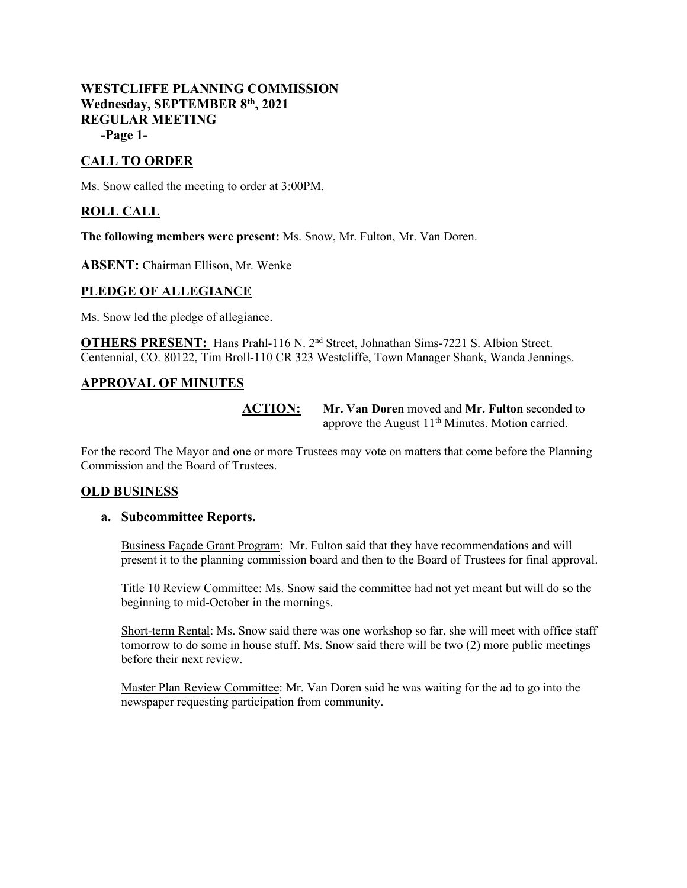**WESTCLIFFE PLANNING COMMISSION**
**Wednesday, SEPTEMBER 8th, 2021**
**REGULAR MEETING**
**-Page 1-**

## CALL TO ORDER

Ms. Snow called the meeting to order at 3:00PM.

## ROLL CALL

**The following members were present:** Ms. Snow, Mr. Fulton, Mr. Van Doren.

**ABSENT:** Chairman Ellison, Mr. Wenke

## PLEDGE OF ALLEGIANCE

Ms. Snow led the pledge of allegiance.

**OTHERS PRESENT:** Hans Prahl-116 N. 2nd Street, Johnathan Sims-7221 S. Albion Street. Centennial, CO. 80122, Tim Broll-110 CR 323 Westcliffe, Town Manager Shank, Wanda Jennings.

## APPROVAL OF MINUTES

**ACTION:** **Mr. Van Doren** moved and **Mr. Fulton** seconded to approve the August 11th Minutes. Motion carried.

For the record The Mayor and one or more Trustees may vote on matters that come before the Planning Commission and the Board of Trustees.

## OLD BUSINESS

### a. Subcommittee Reports.

Business Façade Grant Program: Mr. Fulton said that they have recommendations and will present it to the planning commission board and then to the Board of Trustees for final approval.

Title 10 Review Committee: Ms. Snow said the committee had not yet meant but will do so the beginning to mid-October in the mornings.

Short-term Rental: Ms. Snow said there was one workshop so far, she will meet with office staff tomorrow to do some in house stuff. Ms. Snow said there will be two (2) more public meetings before their next review.

Master Plan Review Committee: Mr. Van Doren said he was waiting for the ad to go into the newspaper requesting participation from community.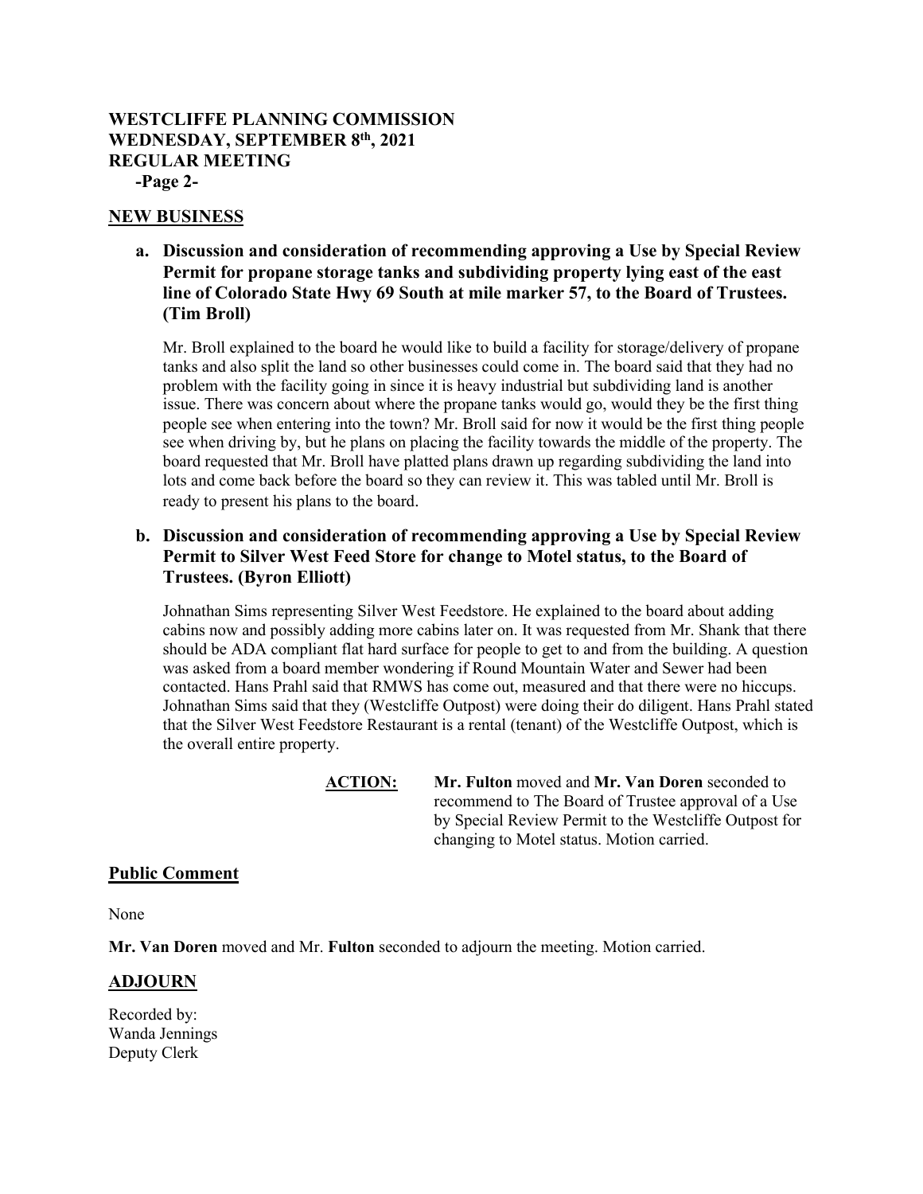**WESTCLIFFE PLANNING COMMISSION**
**WEDNESDAY, SEPTEMBER 8th, 2021**
**REGULAR MEETING**
**-Page 2-**

## NEW BUSINESS

**a. Discussion and consideration of recommending approving a Use by Special Review Permit for propane storage tanks and subdividing property lying east of the east line of Colorado State Hwy 69 South at mile marker 57, to the Board of Trustees. (Tim Broll)**

Mr. Broll explained to the board he would like to build a facility for storage/delivery of propane tanks and also split the land so other businesses could come in. The board said that they had no problem with the facility going in since it is heavy industrial but subdividing land is another issue. There was concern about where the propane tanks would go, would they be the first thing people see when entering into the town? Mr. Broll said for now it would be the first thing people see when driving by, but he plans on placing the facility towards the middle of the property. The board requested that Mr. Broll have platted plans drawn up regarding subdividing the land into lots and come back before the board so they can review it. This was tabled until Mr. Broll is ready to present his plans to the board.

**b. Discussion and consideration of recommending approving a Use by Special Review Permit to Silver West Feed Store for change to Motel status, to the Board of Trustees. (Byron Elliott)**

Johnathan Sims representing Silver West Feedstore. He explained to the board about adding cabins now and possibly adding more cabins later on. It was requested from Mr. Shank that there should be ADA compliant flat hard surface for people to get to and from the building. A question was asked from a board member wondering if Round Mountain Water and Sewer had been contacted. Hans Prahl said that RMWS has come out, measured and that there were no hiccups. Johnathan Sims said that they (Westcliffe Outpost) were doing their do diligent. Hans Prahl stated that the Silver West Feedstore Restaurant is a rental (tenant) of the Westcliffe Outpost, which is the overall entire property.

**ACTION:** **Mr. Fulton** moved and **Mr. Van Doren** seconded to recommend to The Board of Trustee approval of a Use by Special Review Permit to the Westcliffe Outpost for changing to Motel status. Motion carried.

## Public Comment

None

**Mr. Van Doren** moved and Mr. **Fulton** seconded to adjourn the meeting. Motion carried.

## ADJOURN

Recorded by:
Wanda Jennings
Deputy Clerk